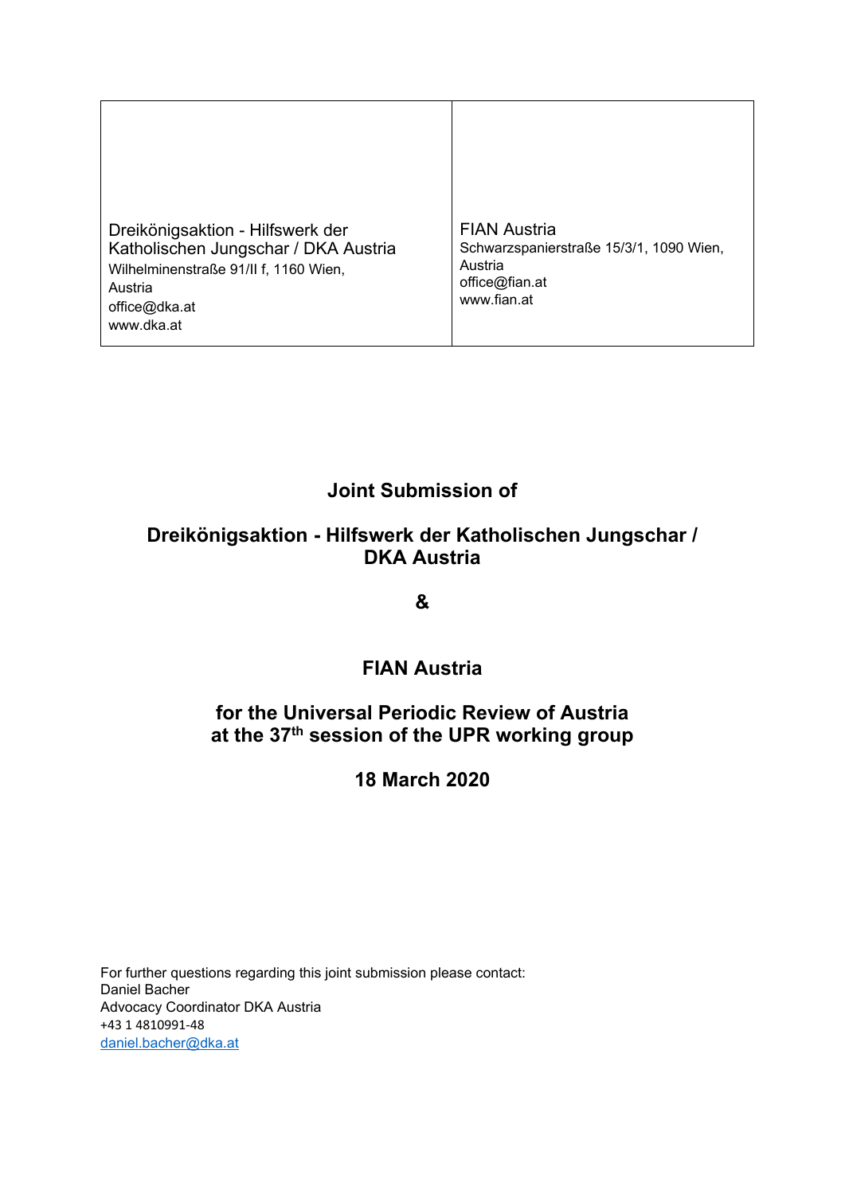| Dreikönigsaktion - Hilfswerk der Katholischen Jungschar / DKA Austria<br>Wilhelminenstraße 91/II f, 1160 Wien, Austria<br>office@dka.at<br>www.dka.at | FIAN Austria<br>Schwarzspanierstraße 15/3/1, 1090 Wien, Austria<br>office@fian.at<br>www.fian.at |
|---|---|

# Joint Submission of

# Dreikönigsaktion - Hilfswerk der Katholischen Jungschar / DKA Austria

# &

# FIAN Austria

# for the Universal Periodic Review of Austria at the 37th session of the UPR working group

# 18 March 2020

For further questions regarding this joint submission please contact:
Daniel Bacher
Advocacy Coordinator DKA Austria
+43 1 4810991-48
daniel.bacher@dka.at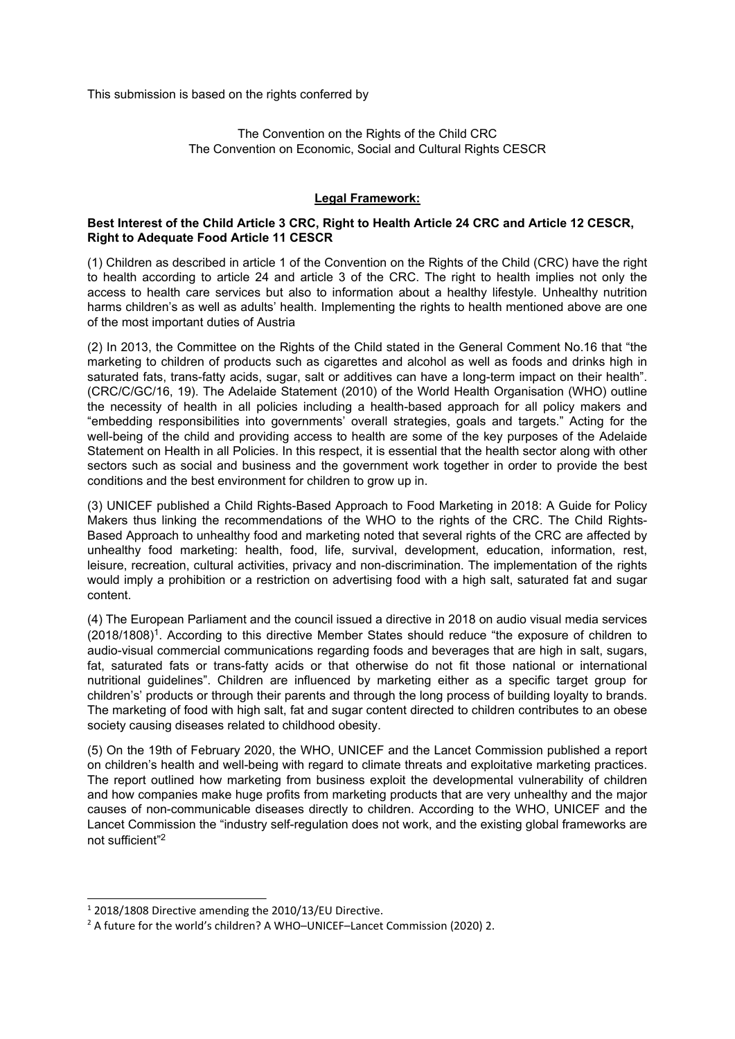This submission is based on the rights conferred by

The Convention on the Rights of the Child CRC
The Convention on Economic, Social and Cultural Rights CESCR

## Legal Framework:

**Best Interest of the Child Article 3 CRC, Right to Health Article 24 CRC and Article 12 CESCR, Right to Adequate Food Article 11 CESCR**

(1) Children as described in article 1 of the Convention on the Rights of the Child (CRC) have the right to health according to article 24 and article 3 of the CRC. The right to health implies not only the access to health care services but also to information about a healthy lifestyle. Unhealthy nutrition harms children's as well as adults' health. Implementing the rights to health mentioned above are one of the most important duties of Austria

(2) In 2013, the Committee on the Rights of the Child stated in the General Comment No.16 that "the marketing to children of products such as cigarettes and alcohol as well as foods and drinks high in saturated fats, trans-fatty acids, sugar, salt or additives can have a long-term impact on their health". (CRC/C/GC/16, 19). The Adelaide Statement (2010) of the World Health Organisation (WHO) outline the necessity of health in all policies including a health-based approach for all policy makers and "embedding responsibilities into governments' overall strategies, goals and targets." Acting for the well-being of the child and providing access to health are some of the key purposes of the Adelaide Statement on Health in all Policies. In this respect, it is essential that the health sector along with other sectors such as social and business and the government work together in order to provide the best conditions and the best environment for children to grow up in.

(3) UNICEF published a Child Rights-Based Approach to Food Marketing in 2018: A Guide for Policy Makers thus linking the recommendations of the WHO to the rights of the CRC. The Child Rights-Based Approach to unhealthy food and marketing noted that several rights of the CRC are affected by unhealthy food marketing: health, food, life, survival, development, education, information, rest, leisure, recreation, cultural activities, privacy and non-discrimination. The implementation of the rights would imply a prohibition or a restriction on advertising food with a high salt, saturated fat and sugar content.

(4) The European Parliament and the council issued a directive in 2018 on audio visual media services (2018/1808)[1]. According to this directive Member States should reduce "the exposure of children to audio-visual commercial communications regarding foods and beverages that are high in salt, sugars, fat, saturated fats or trans-fatty acids or that otherwise do not fit those national or international nutritional guidelines". Children are influenced by marketing either as a specific target group for children's' products or through their parents and through the long process of building loyalty to brands. The marketing of food with high salt, fat and sugar content directed to children contributes to an obese society causing diseases related to childhood obesity.

(5) On the 19th of February 2020, the WHO, UNICEF and the Lancet Commission published a report on children's health and well-being with regard to climate threats and exploitative marketing practices. The report outlined how marketing from business exploit the developmental vulnerability of children and how companies make huge profits from marketing products that are very unhealthy and the major causes of non-communicable diseases directly to children. According to the WHO, UNICEF and the Lancet Commission the "industry self-regulation does not work, and the existing global frameworks are not sufficient"[2]

---

[1] 2018/1808 Directive amending the 2010/13/EU Directive.

[2] A future for the world's children? A WHO–UNICEF–Lancet Commission (2020) 2.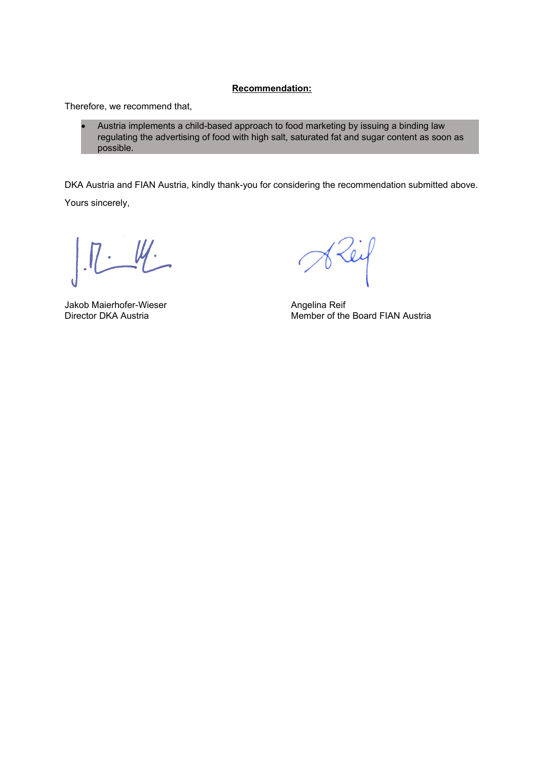**Recommendation:**

Therefore, we recommend that,

- Austria implements a child-based approach to food marketing by issuing a binding law regulating the advertising of food with high salt, saturated fat and sugar content as soon as possible.

DKA Austria and FIAN Austria, kindly thank-you for considering the recommendation submitted above.

Yours sincerely,

Jakob Maierhofer-Wieser
Director DKA Austria

Angelina Reif
Member of the Board FIAN Austria